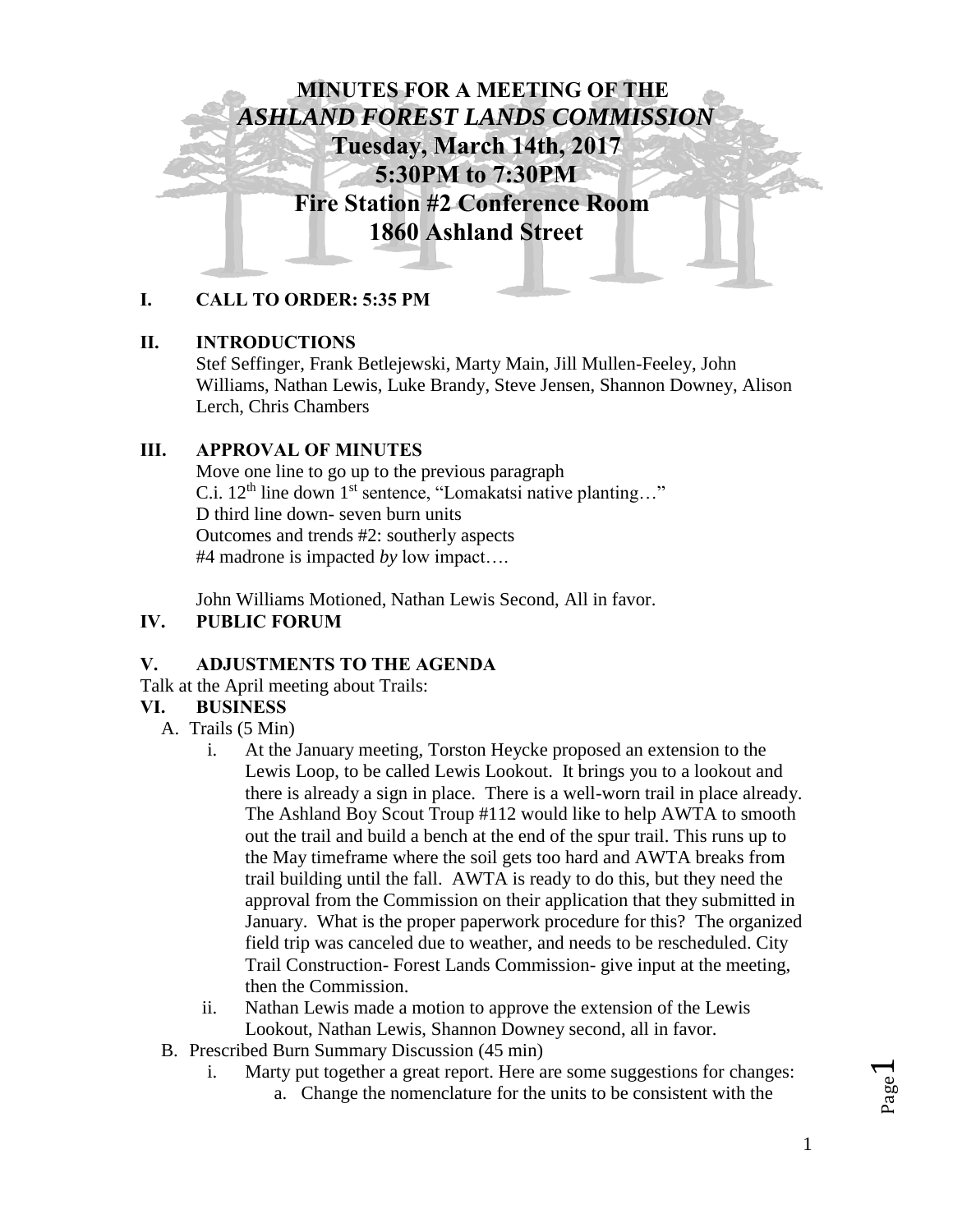# MINUTES FOR A MEETING OF THE *ASHLAND FOREST LANDS COMMISSION*
# Tuesday, March 14th, 2017
# 5:30PM to 7:30PM
# Fire Station #2 Conference Room
# 1860 Ashland Street

## I. CALL TO ORDER: 5:35 PM

## II. INTRODUCTIONS

Stef Seffinger, Frank Betlejewski, Marty Main, Jill Mullen-Feeley, John Williams, Nathan Lewis, Luke Brandy, Steve Jensen, Shannon Downey, Alison Lerch, Chris Chambers

## III. APPROVAL OF MINUTES

Move one line to go up to the previous paragraph
C.i. 12th line down 1st sentence, "Lomakatsi native planting…"
D third line down- seven burn units
Outcomes and trends #2: southerly aspects
#4 madrone is impacted *by* low impact….

John Williams Motioned, Nathan Lewis Second, All in favor.

## IV. PUBLIC FORUM

## V. ADJUSTMENTS TO THE AGENDA

Talk at the April meeting about Trails:

## VI. BUSINESS

A. Trails (5 Min)

   i. At the January meeting, Torston Heycke proposed an extension to the Lewis Loop, to be called Lewis Lookout. It brings you to a lookout and there is already a sign in place. There is a well-worn trail in place already. The Ashland Boy Scout Troup #112 would like to help AWTA to smooth out the trail and build a bench at the end of the spur trail. This runs up to the May timeframe where the soil gets too hard and AWTA breaks from trail building until the fall. AWTA is ready to do this, but they need the approval from the Commission on their application that they submitted in January. What is the proper paperwork procedure for this? The organized field trip was canceled due to weather, and needs to be rescheduled. City Trail Construction- Forest Lands Commission- give input at the meeting, then the Commission.

   ii. Nathan Lewis made a motion to approve the extension of the Lewis Lookout, Nathan Lewis, Shannon Downey second, all in favor.

B. Prescribed Burn Summary Discussion (45 min)

   i. Marty put together a great report. Here are some suggestions for changes:

      a. Change the nomenclature for the units to be consistent with the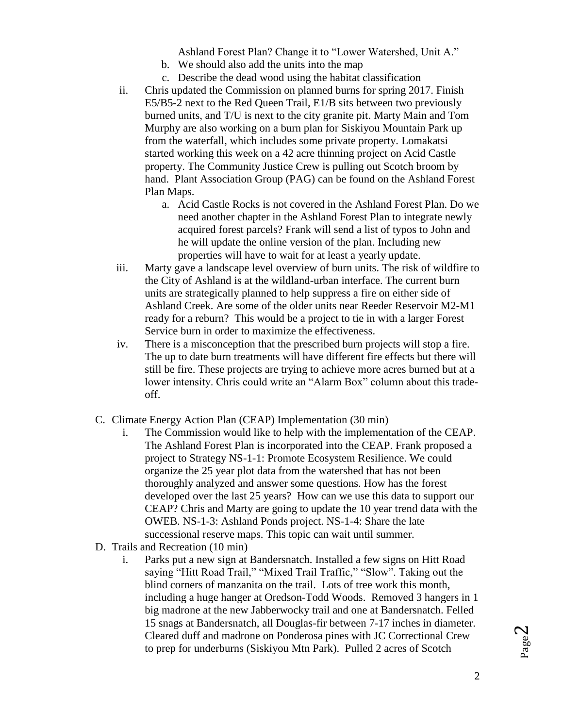Ashland Forest Plan? Change it to "Lower Watershed, Unit A."

   b. We should also add the units into the map
   c. Describe the dead wood using the habitat classification

ii. Chris updated the Commission on planned burns for spring 2017. Finish E5/B5-2 next to the Red Queen Trail, E1/B sits between two previously burned units, and T/U is next to the city granite pit. Marty Main and Tom Murphy are also working on a burn plan for Siskiyou Mountain Park up from the waterfall, which includes some private property. Lomakatsi started working this week on a 42 acre thinning project on Acid Castle property. The Community Justice Crew is pulling out Scotch broom by hand. Plant Association Group (PAG) can be found on the Ashland Forest Plan Maps.

   a. Acid Castle Rocks is not covered in the Ashland Forest Plan. Do we need another chapter in the Ashland Forest Plan to integrate newly acquired forest parcels? Frank will send a list of typos to John and he will update the online version of the plan. Including new properties will have to wait for at least a yearly update.

iii. Marty gave a landscape level overview of burn units. The risk of wildfire to the City of Ashland is at the wildland-urban interface. The current burn units are strategically planned to help suppress a fire on either side of Ashland Creek. Are some of the older units near Reeder Reservoir M2-M1 ready for a reburn? This would be a project to tie in with a larger Forest Service burn in order to maximize the effectiveness.

iv. There is a misconception that the prescribed burn projects will stop a fire. The up to date burn treatments will have different fire effects but there will still be fire. These projects are trying to achieve more acres burned but at a lower intensity. Chris could write an "Alarm Box" column about this trade-off.

C. Climate Energy Action Plan (CEAP) Implementation (30 min)

   i. The Commission would like to help with the implementation of the CEAP. The Ashland Forest Plan is incorporated into the CEAP. Frank proposed a project to Strategy NS-1-1: Promote Ecosystem Resilience. We could organize the 25 year plot data from the watershed that has not been thoroughly analyzed and answer some questions. How has the forest developed over the last 25 years? How can we use this data to support our CEAP? Chris and Marty are going to update the 10 year trend data with the OWEB. NS-1-3: Ashland Ponds project. NS-1-4: Share the late successional reserve maps. This topic can wait until summer.

D. Trails and Recreation (10 min)

   i. Parks put a new sign at Bandersnatch. Installed a few signs on Hitt Road saying "Hitt Road Trail," "Mixed Trail Traffic," "Slow". Taking out the blind corners of manzanita on the trail. Lots of tree work this month, including a huge hanger at Oredson-Todd Woods. Removed 3 hangers in 1 big madrone at the new Jabberwocky trail and one at Bandersnatch. Felled 15 snags at Bandersnatch, all Douglas-fir between 7-17 inches in diameter. Cleared duff and madrone on Ponderosa pines with JC Correctional Crew to prep for underburns (Siskiyou Mtn Park). Pulled 2 acres of Scotch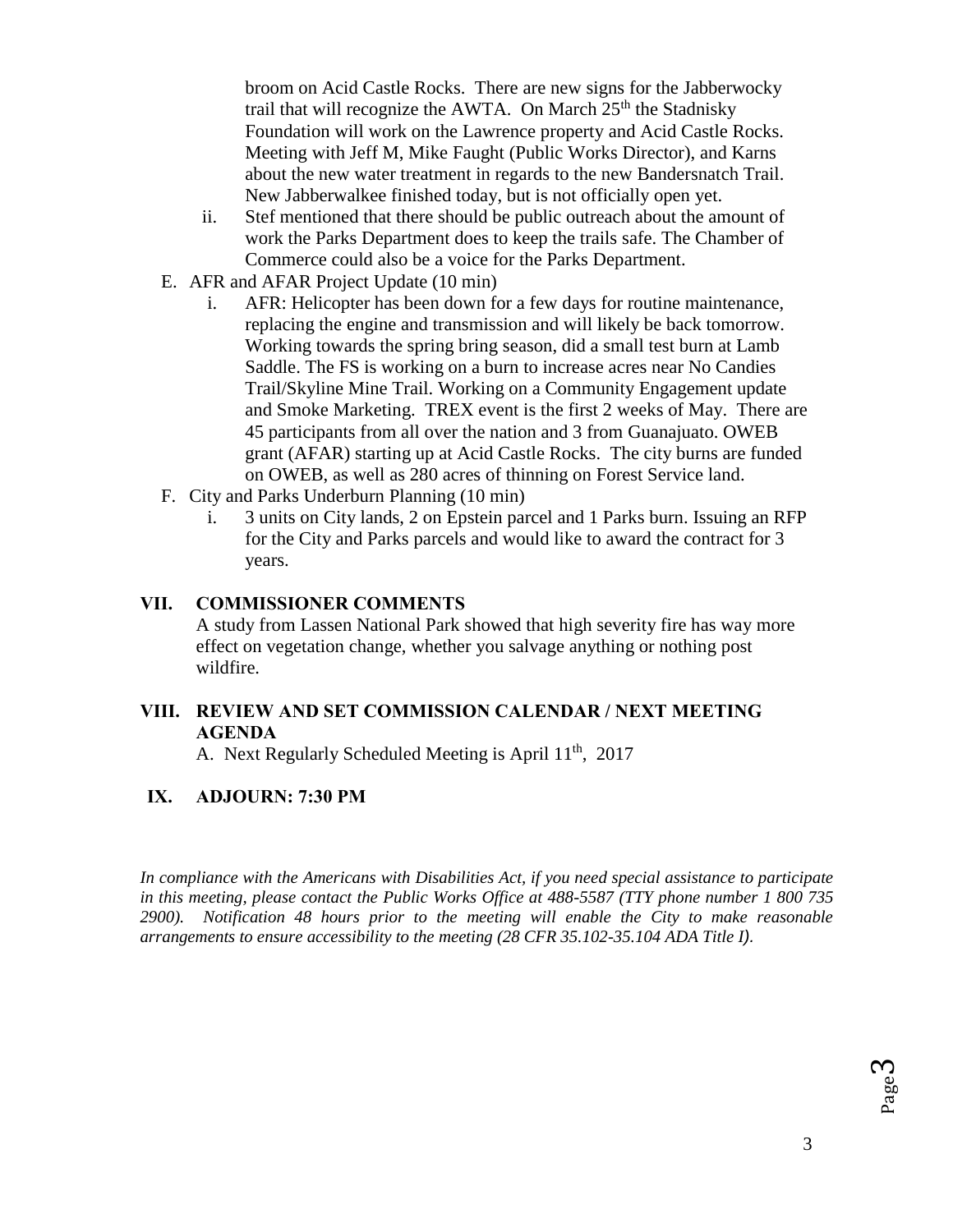broom on Acid Castle Rocks. There are new signs for the Jabberwocky trail that will recognize the AWTA. On March 25th the Stadnisky Foundation will work on the Lawrence property and Acid Castle Rocks. Meeting with Jeff M, Mike Faught (Public Works Director), and Karns about the new water treatment in regards to the new Bandersnatch Trail. New Jabberwalkee finished today, but is not officially open yet.

ii. Stef mentioned that there should be public outreach about the amount of work the Parks Department does to keep the trails safe. The Chamber of Commerce could also be a voice for the Parks Department.

E. AFR and AFAR Project Update (10 min)

i. AFR: Helicopter has been down for a few days for routine maintenance, replacing the engine and transmission and will likely be back tomorrow. Working towards the spring bring season, did a small test burn at Lamb Saddle. The FS is working on a burn to increase acres near No Candies Trail/Skyline Mine Trail. Working on a Community Engagement update and Smoke Marketing. TREX event is the first 2 weeks of May. There are 45 participants from all over the nation and 3 from Guanajuato. OWEB grant (AFAR) starting up at Acid Castle Rocks. The city burns are funded on OWEB, as well as 280 acres of thinning on Forest Service land.

F. City and Parks Underburn Planning (10 min)

i. 3 units on City lands, 2 on Epstein parcel and 1 Parks burn. Issuing an RFP for the City and Parks parcels and would like to award the contract for 3 years.

## VII. COMMISSIONER COMMENTS

A study from Lassen National Park showed that high severity fire has way more effect on vegetation change, whether you salvage anything or nothing post wildfire.

## VIII. REVIEW AND SET COMMISSION CALENDAR / NEXT MEETING AGENDA

A. Next Regularly Scheduled Meeting is April 11th, 2017

## IX. ADJOURN: 7:30 PM

*In compliance with the Americans with Disabilities Act, if you need special assistance to participate in this meeting, please contact the Public Works Office at 488-5587 (TTY phone number 1 800 735 2900). Notification 48 hours prior to the meeting will enable the City to make reasonable arrangements to ensure accessibility to the meeting (28 CFR 35.102-35.104 ADA Title I).*